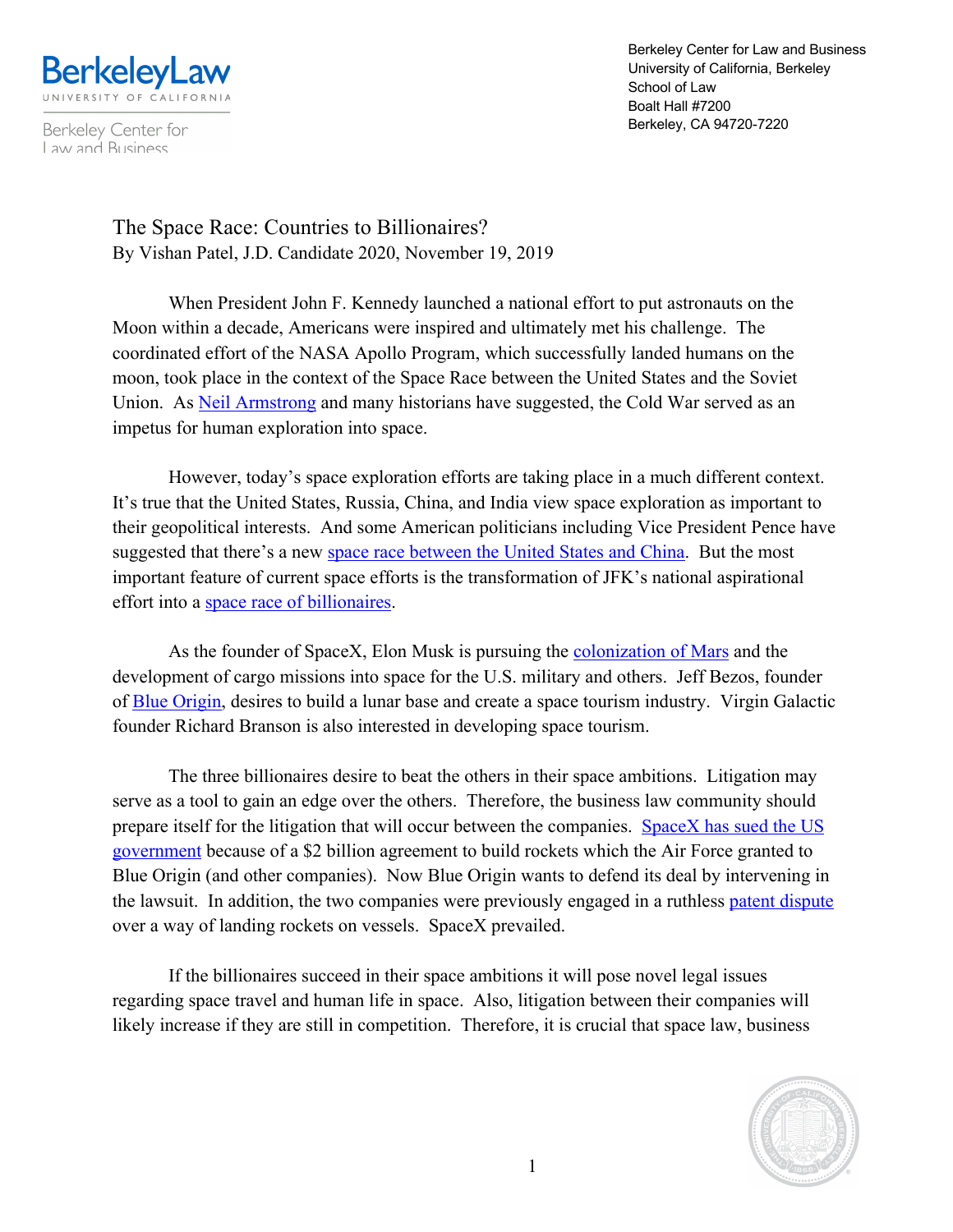Berkeley Law
UNIVERSITY OF CALIFORNIA

Berkeley Center for Law and Business

Berkeley Center for Law and Business
University of California, Berkeley
School of Law
Boalt Hall #7200
Berkeley, CA 94720-7220

# The Space Race: Countries to Billionaires?

By Vishan Patel, J.D. Candidate 2020, November 19, 2019

When President John F. Kennedy launched a national effort to put astronauts on the Moon within a decade, Americans were inspired and ultimately met his challenge. The coordinated effort of the NASA Apollo Program, which successfully landed humans on the moon, took place in the context of the Space Race between the United States and the Soviet Union. As Neil Armstrong and many historians have suggested, the Cold War served as an impetus for human exploration into space.

However, today's space exploration efforts are taking place in a much different context. It's true that the United States, Russia, China, and India view space exploration as important to their geopolitical interests. And some American politicians including Vice President Pence have suggested that there's a new space race between the United States and China. But the most important feature of current space efforts is the transformation of JFK's national aspirational effort into a space race of billionaires.

As the founder of SpaceX, Elon Musk is pursuing the colonization of Mars and the development of cargo missions into space for the U.S. military and others. Jeff Bezos, founder of Blue Origin, desires to build a lunar base and create a space tourism industry. Virgin Galactic founder Richard Branson is also interested in developing space tourism.

The three billionaires desire to beat the others in their space ambitions. Litigation may serve as a tool to gain an edge over the others. Therefore, the business law community should prepare itself for the litigation that will occur between the companies. SpaceX has sued the US government because of a $2 billion agreement to build rockets which the Air Force granted to Blue Origin (and other companies). Now Blue Origin wants to defend its deal by intervening in the lawsuit. In addition, the two companies were previously engaged in a ruthless patent dispute over a way of landing rockets on vessels. SpaceX prevailed.

If the billionaires succeed in their space ambitions it will pose novel legal issues regarding space travel and human life in space. Also, litigation between their companies will likely increase if they are still in competition. Therefore, it is crucial that space law, business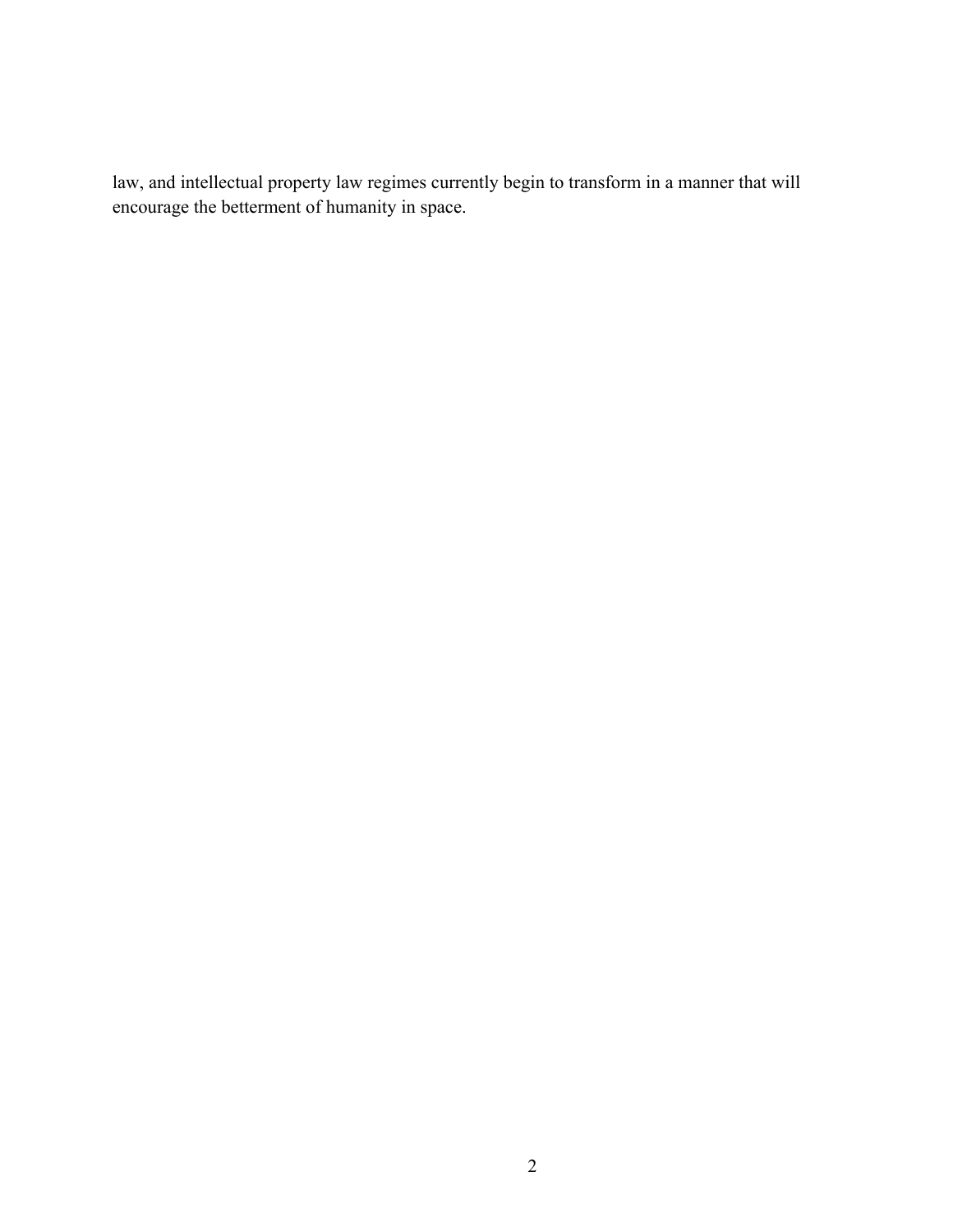law, and intellectual property law regimes currently begin to transform in a manner that will encourage the betterment of humanity in space.